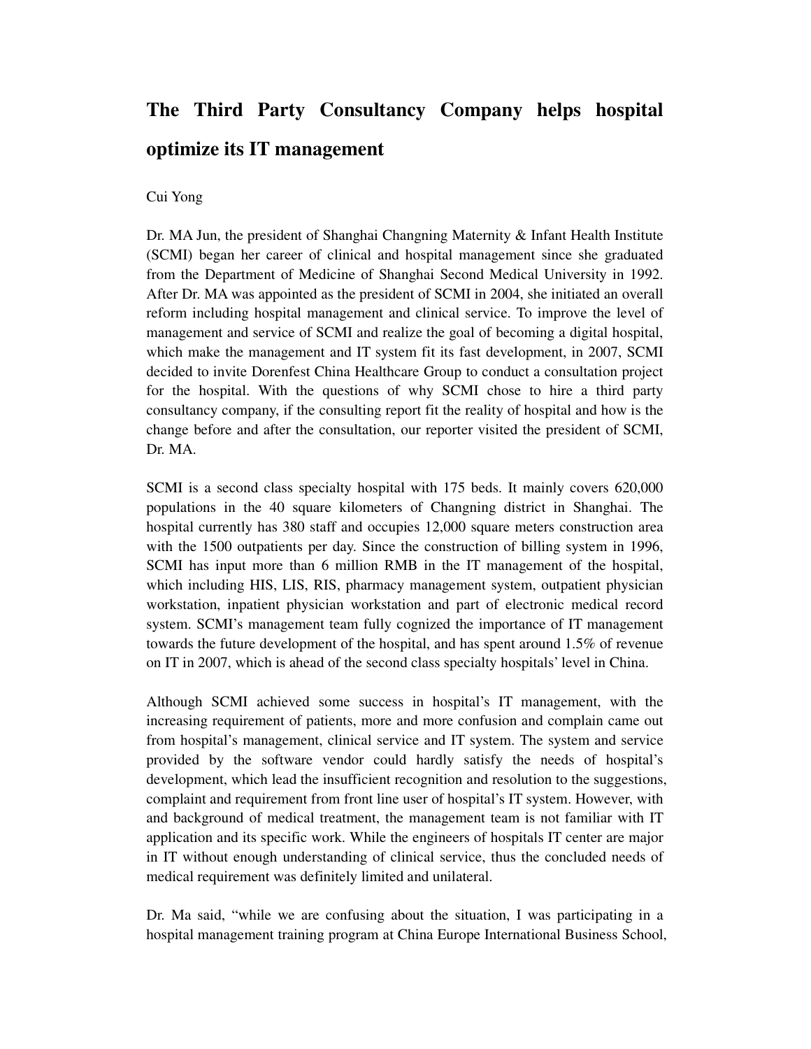# The Third Party Consultancy Company helps hospital optimize its IT management

Cui Yong

Dr. MA Jun, the president of Shanghai Changning Maternity & Infant Health Institute (SCMI) began her career of clinical and hospital management since she graduated from the Department of Medicine of Shanghai Second Medical University in 1992. After Dr. MA was appointed as the president of SCMI in 2004, she initiated an overall reform including hospital management and clinical service. To improve the level of management and service of SCMI and realize the goal of becoming a digital hospital, which make the management and IT system fit its fast development, in 2007, SCMI decided to invite Dorenfest China Healthcare Group to conduct a consultation project for the hospital. With the questions of why SCMI chose to hire a third party consultancy company, if the consulting report fit the reality of hospital and how is the change before and after the consultation, our reporter visited the president of SCMI, Dr. MA.

SCMI is a second class specialty hospital with 175 beds. It mainly covers 620,000 populations in the 40 square kilometers of Changning district in Shanghai. The hospital currently has 380 staff and occupies 12,000 square meters construction area with the 1500 outpatients per day. Since the construction of billing system in 1996, SCMI has input more than 6 million RMB in the IT management of the hospital, which including HIS, LIS, RIS, pharmacy management system, outpatient physician workstation, inpatient physician workstation and part of electronic medical record system. SCMI's management team fully cognized the importance of IT management towards the future development of the hospital, and has spent around 1.5% of revenue on IT in 2007, which is ahead of the second class specialty hospitals' level in China.

Although SCMI achieved some success in hospital's IT management, with the increasing requirement of patients, more and more confusion and complain came out from hospital's management, clinical service and IT system. The system and service provided by the software vendor could hardly satisfy the needs of hospital's development, which lead the insufficient recognition and resolution to the suggestions, complaint and requirement from front line user of hospital's IT system. However, with and background of medical treatment, the management team is not familiar with IT application and its specific work. While the engineers of hospitals IT center are major in IT without enough understanding of clinical service, thus the concluded needs of medical requirement was definitely limited and unilateral.

Dr. Ma said, "while we are confusing about the situation, I was participating in a hospital management training program at China Europe International Business School,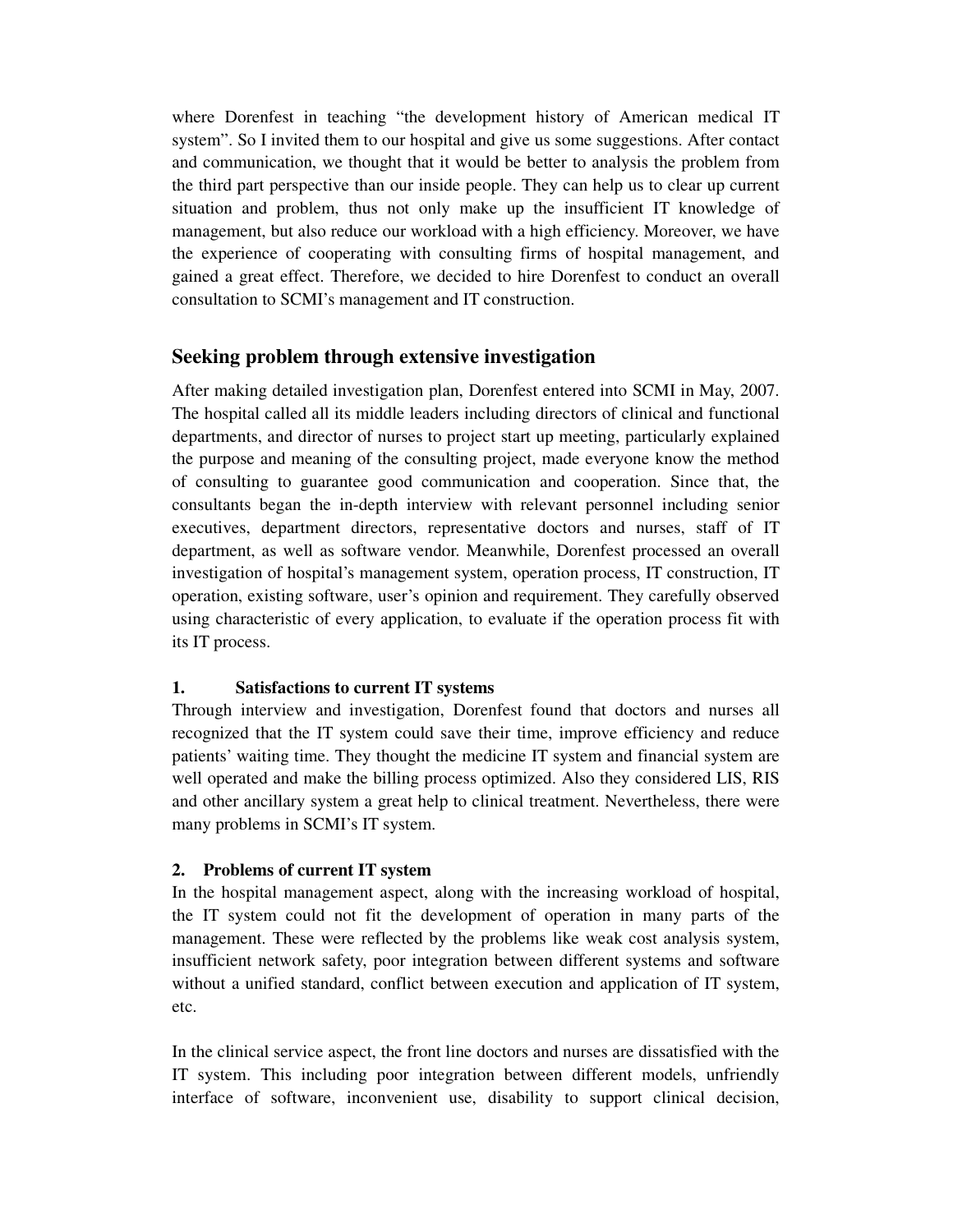where Dorenfest in teaching "the development history of American medical IT system". So I invited them to our hospital and give us some suggestions. After contact and communication, we thought that it would be better to analysis the problem from the third part perspective than our inside people. They can help us to clear up current situation and problem, thus not only make up the insufficient IT knowledge of management, but also reduce our workload with a high efficiency. Moreover, we have the experience of cooperating with consulting firms of hospital management, and gained a great effect. Therefore, we decided to hire Dorenfest to conduct an overall consultation to SCMI's management and IT construction.

## Seeking problem through extensive investigation

After making detailed investigation plan, Dorenfest entered into SCMI in May, 2007. The hospital called all its middle leaders including directors of clinical and functional departments, and director of nurses to project start up meeting, particularly explained the purpose and meaning of the consulting project, made everyone know the method of consulting to guarantee good communication and cooperation. Since that, the consultants began the in-depth interview with relevant personnel including senior executives, department directors, representative doctors and nurses, staff of IT department, as well as software vendor. Meanwhile, Dorenfest processed an overall investigation of hospital's management system, operation process, IT construction, IT operation, existing software, user's opinion and requirement. They carefully observed using characteristic of every application, to evaluate if the operation process fit with its IT process.

**1. Satisfactions to current IT systems**

Through interview and investigation, Dorenfest found that doctors and nurses all recognized that the IT system could save their time, improve efficiency and reduce patients' waiting time. They thought the medicine IT system and financial system are well operated and make the billing process optimized. Also they considered LIS, RIS and other ancillary system a great help to clinical treatment. Nevertheless, there were many problems in SCMI's IT system.

**2. Problems of current IT system**

In the hospital management aspect, along with the increasing workload of hospital, the IT system could not fit the development of operation in many parts of the management. These were reflected by the problems like weak cost analysis system, insufficient network safety, poor integration between different systems and software without a unified standard, conflict between execution and application of IT system, etc.

In the clinical service aspect, the front line doctors and nurses are dissatisfied with the IT system. This including poor integration between different models, unfriendly interface of software, inconvenient use, disability to support clinical decision,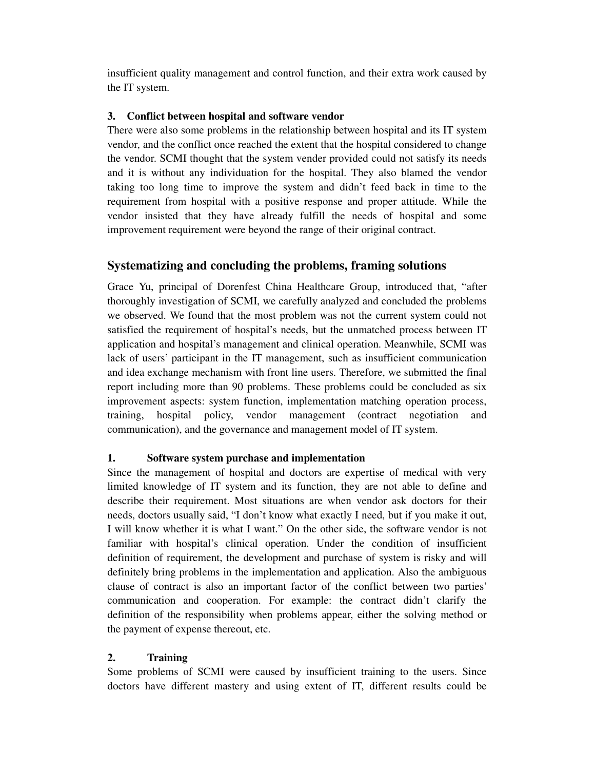insufficient quality management and control function, and their extra work caused by the IT system.

### 3. Conflict between hospital and software vendor

There were also some problems in the relationship between hospital and its IT system vendor, and the conflict once reached the extent that the hospital considered to change the vendor. SCMI thought that the system vender provided could not satisfy its needs and it is without any individuation for the hospital. They also blamed the vendor taking too long time to improve the system and didn't feed back in time to the requirement from hospital with a positive response and proper attitude. While the vendor insisted that they have already fulfill the needs of hospital and some improvement requirement were beyond the range of their original contract.

## Systematizing and concluding the problems, framing solutions

Grace Yu, principal of Dorenfest China Healthcare Group, introduced that, "after thoroughly investigation of SCMI, we carefully analyzed and concluded the problems we observed. We found that the most problem was not the current system could not satisfied the requirement of hospital's needs, but the unmatched process between IT application and hospital's management and clinical operation. Meanwhile, SCMI was lack of users' participant in the IT management, such as insufficient communication and idea exchange mechanism with front line users. Therefore, we submitted the final report including more than 90 problems. These problems could be concluded as six improvement aspects: system function, implementation matching operation process, training, hospital policy, vendor management (contract negotiation and communication), and the governance and management model of IT system.

### 1. Software system purchase and implementation

Since the management of hospital and doctors are expertise of medical with very limited knowledge of IT system and its function, they are not able to define and describe their requirement. Most situations are when vendor ask doctors for their needs, doctors usually said, "I don't know what exactly I need, but if you make it out, I will know whether it is what I want." On the other side, the software vendor is not familiar with hospital's clinical operation. Under the condition of insufficient definition of requirement, the development and purchase of system is risky and will definitely bring problems in the implementation and application. Also the ambiguous clause of contract is also an important factor of the conflict between two parties' communication and cooperation. For example: the contract didn't clarify the definition of the responsibility when problems appear, either the solving method or the payment of expense thereout, etc.

### 2. Training

Some problems of SCMI were caused by insufficient training to the users. Since doctors have different mastery and using extent of IT, different results could be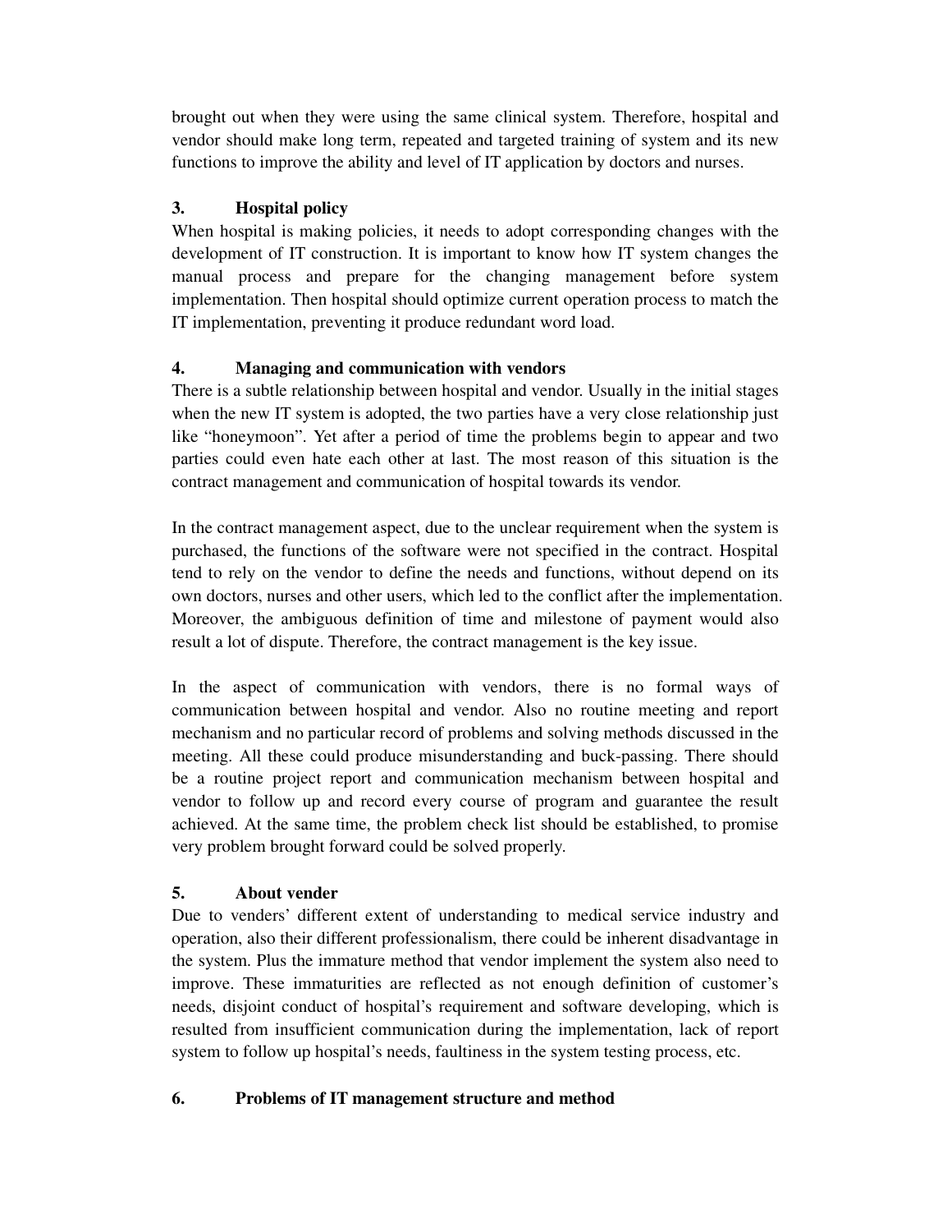brought out when they were using the same clinical system. Therefore, hospital and vendor should make long term, repeated and targeted training of system and its new functions to improve the ability and level of IT application by doctors and nurses.

### 3. Hospital policy

When hospital is making policies, it needs to adopt corresponding changes with the development of IT construction. It is important to know how IT system changes the manual process and prepare for the changing management before system implementation. Then hospital should optimize current operation process to match the IT implementation, preventing it produce redundant word load.

### 4. Managing and communication with vendors

There is a subtle relationship between hospital and vendor. Usually in the initial stages when the new IT system is adopted, the two parties have a very close relationship just like "honeymoon". Yet after a period of time the problems begin to appear and two parties could even hate each other at last. The most reason of this situation is the contract management and communication of hospital towards its vendor.

In the contract management aspect, due to the unclear requirement when the system is purchased, the functions of the software were not specified in the contract. Hospital tend to rely on the vendor to define the needs and functions, without depend on its own doctors, nurses and other users, which led to the conflict after the implementation. Moreover, the ambiguous definition of time and milestone of payment would also result a lot of dispute. Therefore, the contract management is the key issue.

In the aspect of communication with vendors, there is no formal ways of communication between hospital and vendor. Also no routine meeting and report mechanism and no particular record of problems and solving methods discussed in the meeting. All these could produce misunderstanding and buck-passing. There should be a routine project report and communication mechanism between hospital and vendor to follow up and record every course of program and guarantee the result achieved. At the same time, the problem check list should be established, to promise very problem brought forward could be solved properly.

### 5. About vender

Due to venders' different extent of understanding to medical service industry and operation, also their different professionalism, there could be inherent disadvantage in the system. Plus the immature method that vendor implement the system also need to improve. These immaturities are reflected as not enough definition of customer's needs, disjoint conduct of hospital's requirement and software developing, which is resulted from insufficient communication during the implementation, lack of report system to follow up hospital's needs, faultiness in the system testing process, etc.

### 6. Problems of IT management structure and method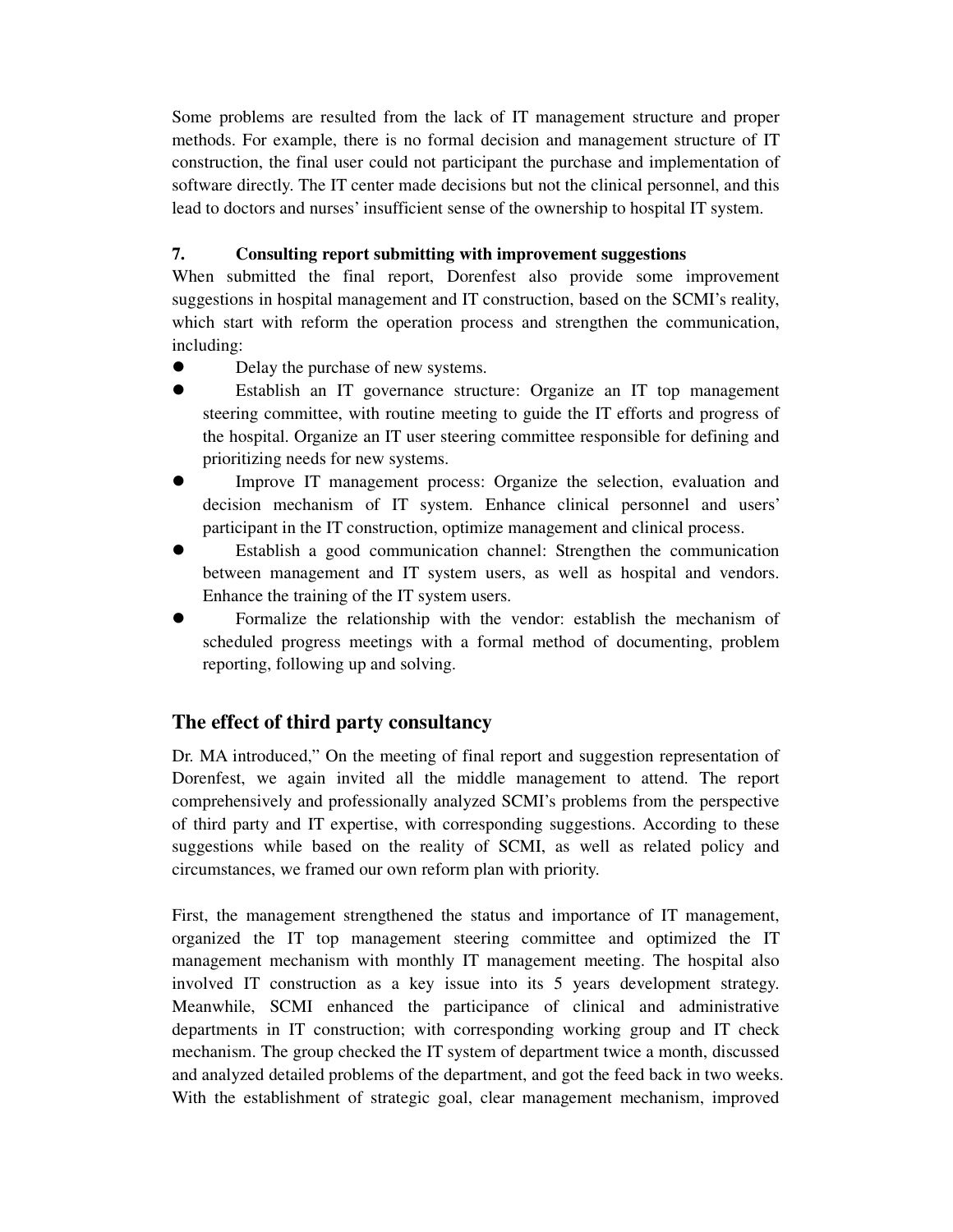Some problems are resulted from the lack of IT management structure and proper methods. For example, there is no formal decision and management structure of IT construction, the final user could not participant the purchase and implementation of software directly. The IT center made decisions but not the clinical personnel, and this lead to doctors and nurses' insufficient sense of the ownership to hospital IT system.

**7. Consulting report submitting with improvement suggestions**

When submitted the final report, Dorenfest also provide some improvement suggestions in hospital management and IT construction, based on the SCMI's reality, which start with reform the operation process and strengthen the communication, including:

- Delay the purchase of new systems.
- Establish an IT governance structure: Organize an IT top management steering committee, with routine meeting to guide the IT efforts and progress of the hospital. Organize an IT user steering committee responsible for defining and prioritizing needs for new systems.
- Improve IT management process: Organize the selection, evaluation and decision mechanism of IT system. Enhance clinical personnel and users' participant in the IT construction, optimize management and clinical process.
- Establish a good communication channel: Strengthen the communication between management and IT system users, as well as hospital and vendors. Enhance the training of the IT system users.
- Formalize the relationship with the vendor: establish the mechanism of scheduled progress meetings with a formal method of documenting, problem reporting, following up and solving.

## The effect of third party consultancy

Dr. MA introduced," On the meeting of final report and suggestion representation of Dorenfest, we again invited all the middle management to attend. The report comprehensively and professionally analyzed SCMI's problems from the perspective of third party and IT expertise, with corresponding suggestions. According to these suggestions while based on the reality of SCMI, as well as related policy and circumstances, we framed our own reform plan with priority.

First, the management strengthened the status and importance of IT management, organized the IT top management steering committee and optimized the IT management mechanism with monthly IT management meeting. The hospital also involved IT construction as a key issue into its 5 years development strategy. Meanwhile, SCMI enhanced the participance of clinical and administrative departments in IT construction; with corresponding working group and IT check mechanism. The group checked the IT system of department twice a month, discussed and analyzed detailed problems of the department, and got the feed back in two weeks. With the establishment of strategic goal, clear management mechanism, improved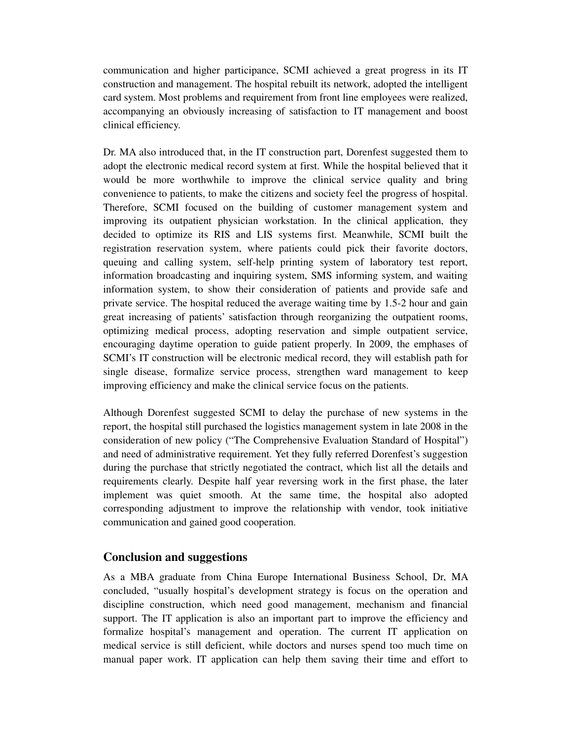communication and higher participance, SCMI achieved a great progress in its IT construction and management. The hospital rebuilt its network, adopted the intelligent card system. Most problems and requirement from front line employees were realized, accompanying an obviously increasing of satisfaction to IT management and boost clinical efficiency.

Dr. MA also introduced that, in the IT construction part, Dorenfest suggested them to adopt the electronic medical record system at first. While the hospital believed that it would be more worthwhile to improve the clinical service quality and bring convenience to patients, to make the citizens and society feel the progress of hospital. Therefore, SCMI focused on the building of customer management system and improving its outpatient physician workstation. In the clinical application, they decided to optimize its RIS and LIS systems first. Meanwhile, SCMI built the registration reservation system, where patients could pick their favorite doctors, queuing and calling system, self-help printing system of laboratory test report, information broadcasting and inquiring system, SMS informing system, and waiting information system, to show their consideration of patients and provide safe and private service. The hospital reduced the average waiting time by 1.5-2 hour and gain great increasing of patients' satisfaction through reorganizing the outpatient rooms, optimizing medical process, adopting reservation and simple outpatient service, encouraging daytime operation to guide patient properly. In 2009, the emphases of SCMI's IT construction will be electronic medical record, they will establish path for single disease, formalize service process, strengthen ward management to keep improving efficiency and make the clinical service focus on the patients.

Although Dorenfest suggested SCMI to delay the purchase of new systems in the report, the hospital still purchased the logistics management system in late 2008 in the consideration of new policy ("The Comprehensive Evaluation Standard of Hospital") and need of administrative requirement. Yet they fully referred Dorenfest's suggestion during the purchase that strictly negotiated the contract, which list all the details and requirements clearly. Despite half year reversing work in the first phase, the later implement was quiet smooth. At the same time, the hospital also adopted corresponding adjustment to improve the relationship with vendor, took initiative communication and gained good cooperation.

## Conclusion and suggestions

As a MBA graduate from China Europe International Business School, Dr, MA concluded, "usually hospital's development strategy is focus on the operation and discipline construction, which need good management, mechanism and financial support. The IT application is also an important part to improve the efficiency and formalize hospital's management and operation. The current IT application on medical service is still deficient, while doctors and nurses spend too much time on manual paper work. IT application can help them saving their time and effort to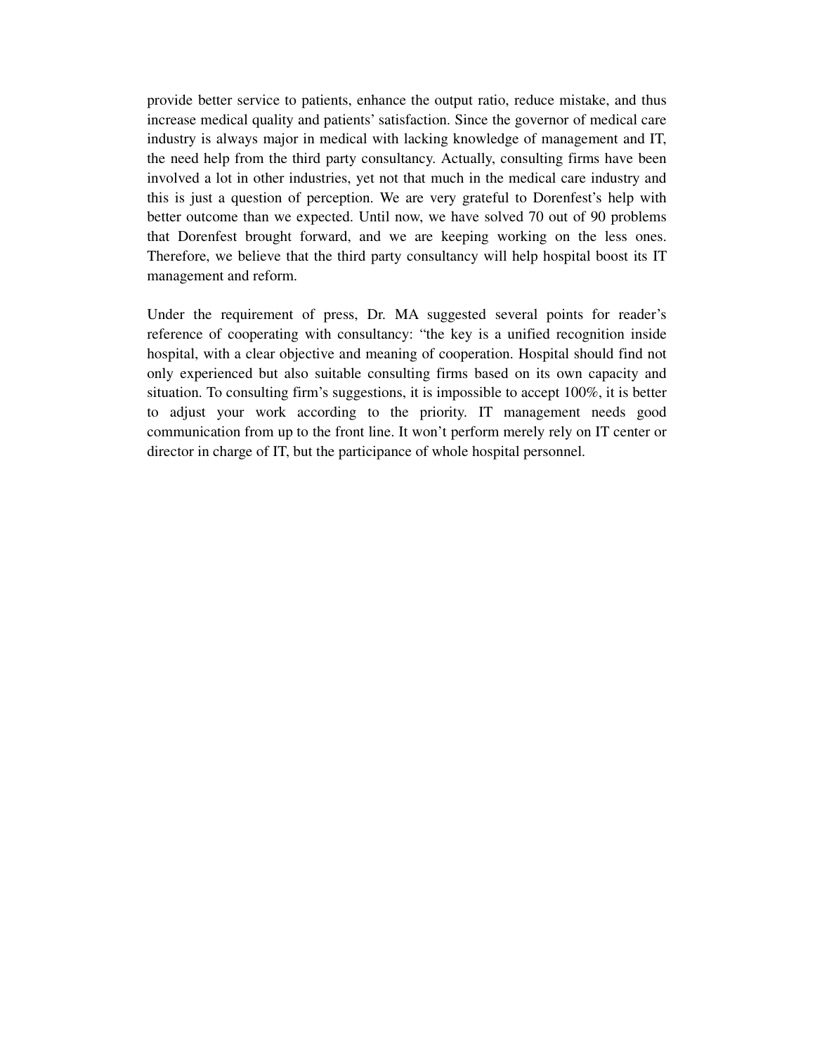provide better service to patients, enhance the output ratio, reduce mistake, and thus increase medical quality and patients' satisfaction. Since the governor of medical care industry is always major in medical with lacking knowledge of management and IT, the need help from the third party consultancy. Actually, consulting firms have been involved a lot in other industries, yet not that much in the medical care industry and this is just a question of perception. We are very grateful to Dorenfest's help with better outcome than we expected. Until now, we have solved 70 out of 90 problems that Dorenfest brought forward, and we are keeping working on the less ones. Therefore, we believe that the third party consultancy will help hospital boost its IT management and reform.

Under the requirement of press, Dr. MA suggested several points for reader's reference of cooperating with consultancy: "the key is a unified recognition inside hospital, with a clear objective and meaning of cooperation. Hospital should find not only experienced but also suitable consulting firms based on its own capacity and situation. To consulting firm's suggestions, it is impossible to accept 100%, it is better to adjust your work according to the priority. IT management needs good communication from up to the front line. It won't perform merely rely on IT center or director in charge of IT, but the participance of whole hospital personnel.